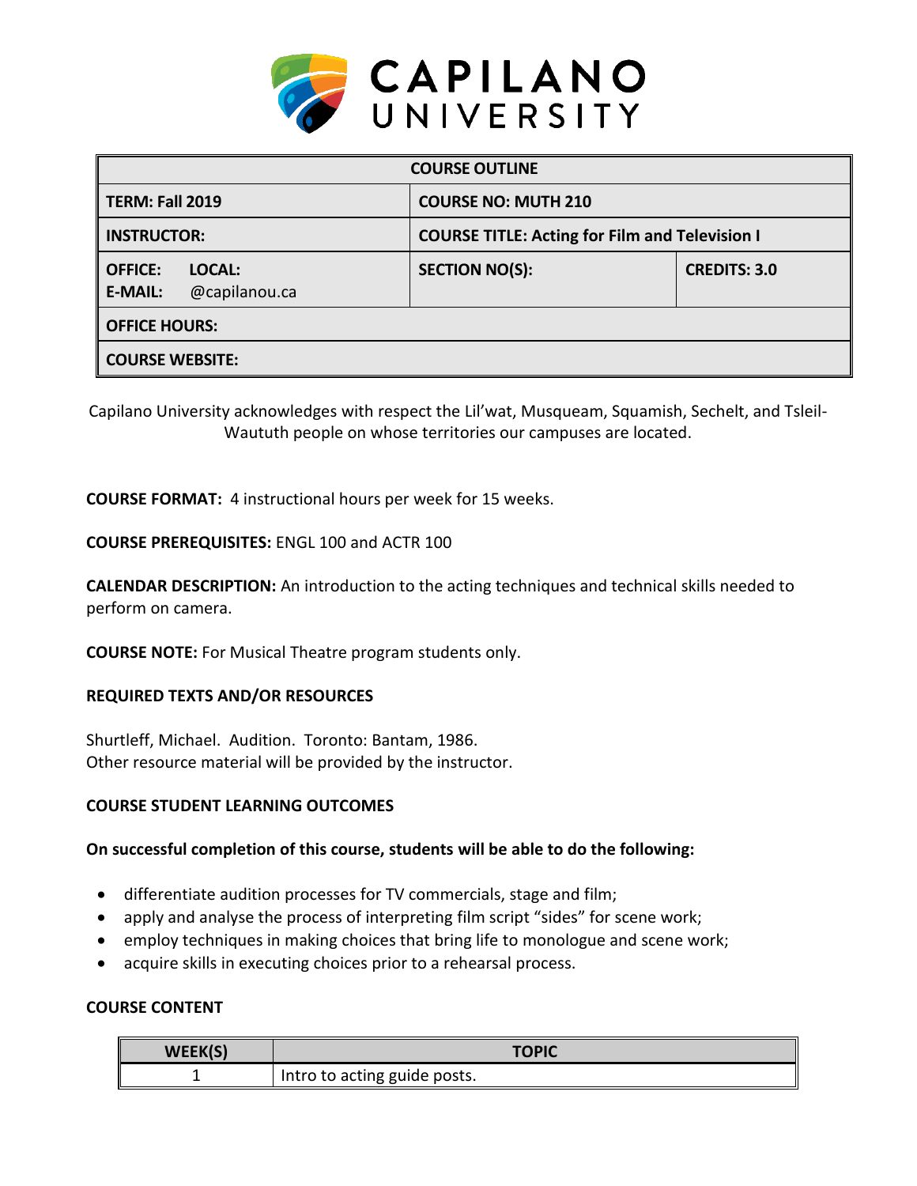CAPILANO UNIVERSITY

| COURSE OUTLINE | | |
|---|---|---|
| **TERM: Fall 2019** | **COURSE NO: MUTH 210** | |
| **INSTRUCTOR:** | **COURSE TITLE: Acting for Film and Television I** | |
| **OFFICE:** **LOCAL:** **E-MAIL:** @capilanou.ca | **SECTION NO(S):** | **CREDITS: 3.0** |
| **OFFICE HOURS:** | | |
| **COURSE WEBSITE:** | | |

Capilano University acknowledges with respect the Lil'wat, Musqueam, Squamish, Sechelt, and Tsleil-Waututh people on whose territories our campuses are located.

**COURSE FORMAT:** 4 instructional hours per week for 15 weeks.

**COURSE PREREQUISITES:** ENGL 100 and ACTR 100

**CALENDAR DESCRIPTION:** An introduction to the acting techniques and technical skills needed to perform on camera.

**COURSE NOTE:** For Musical Theatre program students only.

**REQUIRED TEXTS AND/OR RESOURCES**

Shurtleff, Michael. Audition. Toronto: Bantam, 1986.
Other resource material will be provided by the instructor.

**COURSE STUDENT LEARNING OUTCOMES**

**On successful completion of this course, students will be able to do the following:**

- differentiate audition processes for TV commercials, stage and film;
- apply and analyse the process of interpreting film script "sides" for scene work;
- employ techniques in making choices that bring life to monologue and scene work;
- acquire skills in executing choices prior to a rehearsal process.

**COURSE CONTENT**

| WEEK(S) | TOPIC |
|---|---|
| 1 | Intro to acting guide posts. |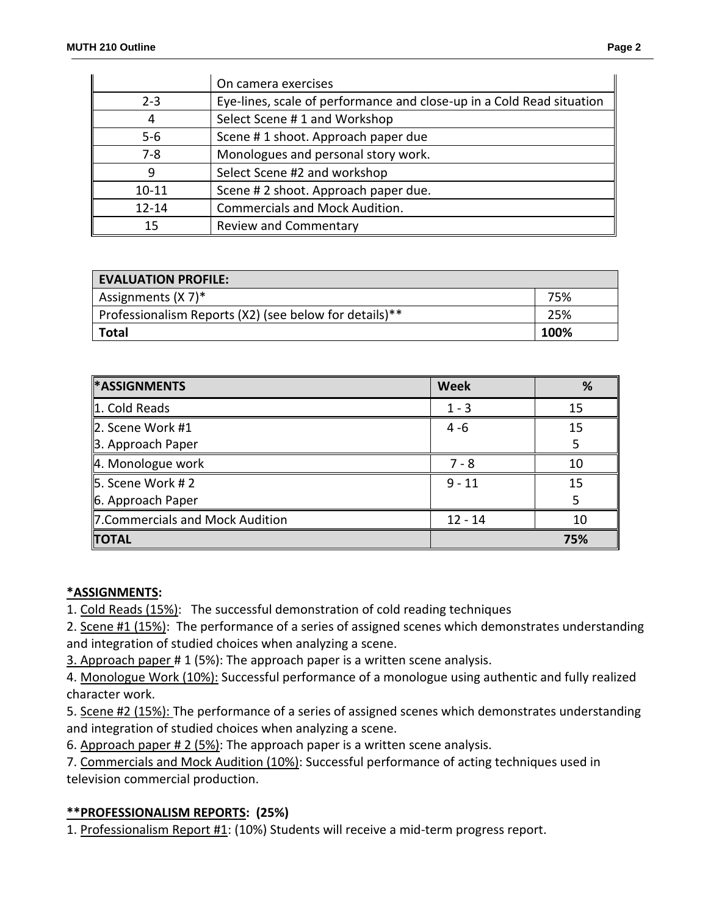| | On camera exercises |
|---|---|
| 2-3 | Eye-lines, scale of performance and close-up in a Cold Read situation |
| 4 | Select Scene # 1 and Workshop |
| 5-6 | Scene # 1 shoot. Approach paper due |
| 7-8 | Monologues and personal story work. |
| 9 | Select Scene #2 and workshop |
| 10-11 | Scene # 2 shoot. Approach paper due. |
| 12-14 | Commercials and Mock Audition. |
| 15 | Review and Commentary |

| EVALUATION PROFILE: | |
|---|---|
| Assignments (X 7)* | 75% |
| Professionalism Reports (X2) (see below for details)** | 25% |
| **Total** | **100%** |

| *ASSIGNMENTS | Week | % |
|---|---|---|
| 1. Cold Reads | 1 - 3 | 15 |
| 2. Scene Work #1<br>3. Approach Paper | 4 -6 | 15<br>5 |
| 4. Monologue work | 7 - 8 | 10 |
| 5. Scene Work # 2<br>6. Approach Paper | 9 - 11 | 15<br>5 |
| 7.Commercials and Mock Audition | 12 - 14 | 10 |
| **TOTAL** | | **75%** |

**\*ASSIGNMENTS:**

1. Cold Reads (15%): The successful demonstration of cold reading techniques
2. Scene #1 (15%): The performance of a series of assigned scenes which demonstrates understanding and integration of studied choices when analyzing a scene.
3. Approach paper # 1 (5%): The approach paper is a written scene analysis.
4. Monologue Work (10%): Successful performance of a monologue using authentic and fully realized character work.
5. Scene #2 (15%): The performance of a series of assigned scenes which demonstrates understanding and integration of studied choices when analyzing a scene.
6. Approach paper # 2 (5%): The approach paper is a written scene analysis.
7. Commercials and Mock Audition (10%): Successful performance of acting techniques used in television commercial production.

**\*\*PROFESSIONALISM REPORTS: (25%)**

1. Professionalism Report #1: (10%) Students will receive a mid-term progress report.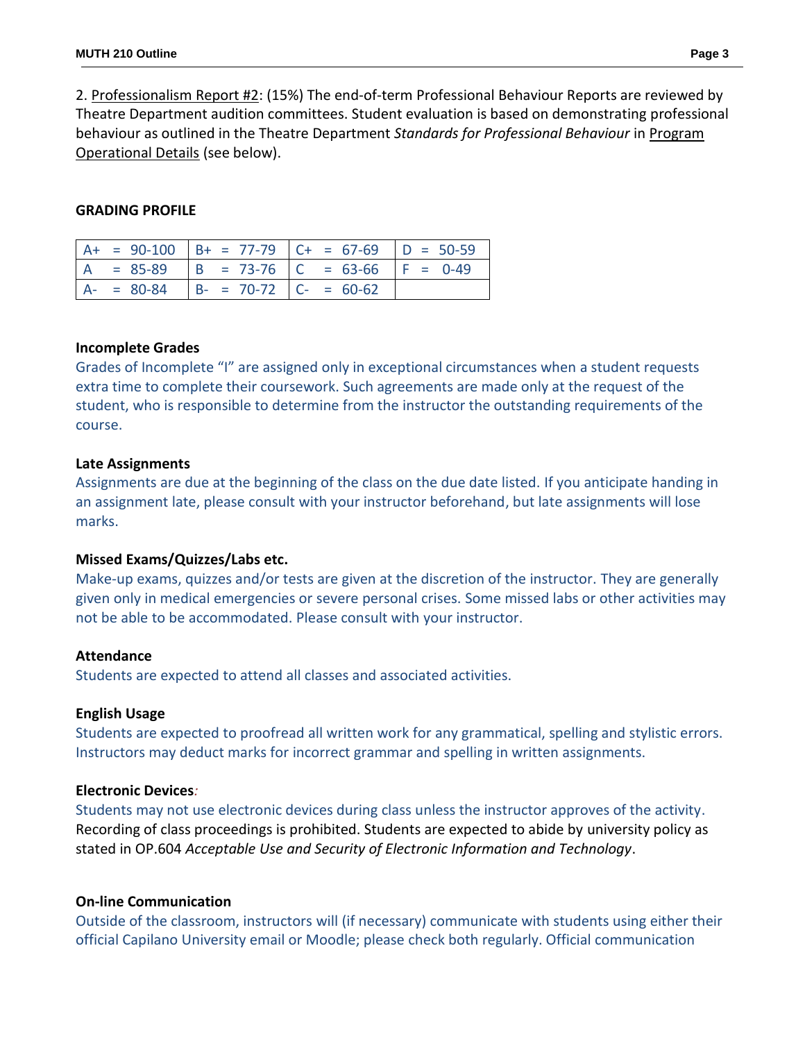2. Professionalism Report #2: (15%) The end-of-term Professional Behaviour Reports are reviewed by Theatre Department audition committees. Student evaluation is based on demonstrating professional behaviour as outlined in the Theatre Department *Standards for Professional Behaviour* in Program Operational Details (see below).

**GRADING PROFILE**

| | | | |
|---|---|---|---|
| A+ = 90-100 | B+ = 77-79 | C+ = 67-69 | D = 50-59 |
| A = 85-89 | B = 73-76 | C = 63-66 | F = 0-49 |
| A- = 80-84 | B- = 70-72 | C- = 60-62 | |

**Incomplete Grades**

Grades of Incomplete "I" are assigned only in exceptional circumstances when a student requests extra time to complete their coursework. Such agreements are made only at the request of the student, who is responsible to determine from the instructor the outstanding requirements of the course.

**Late Assignments**

Assignments are due at the beginning of the class on the due date listed. If you anticipate handing in an assignment late, please consult with your instructor beforehand, but late assignments will lose marks.

**Missed Exams/Quizzes/Labs etc.**

Make-up exams, quizzes and/or tests are given at the discretion of the instructor. They are generally given only in medical emergencies or severe personal crises. Some missed labs or other activities may not be able to be accommodated. Please consult with your instructor.

**Attendance**

Students are expected to attend all classes and associated activities.

**English Usage**

Students are expected to proofread all written work for any grammatical, spelling and stylistic errors. Instructors may deduct marks for incorrect grammar and spelling in written assignments.

**Electronic Devices**:

Students may not use electronic devices during class unless the instructor approves of the activity. Recording of class proceedings is prohibited. Students are expected to abide by university policy as stated in OP.604 *Acceptable Use and Security of Electronic Information and Technology*.

**On-line Communication**

Outside of the classroom, instructors will (if necessary) communicate with students using either their official Capilano University email or Moodle; please check both regularly. Official communication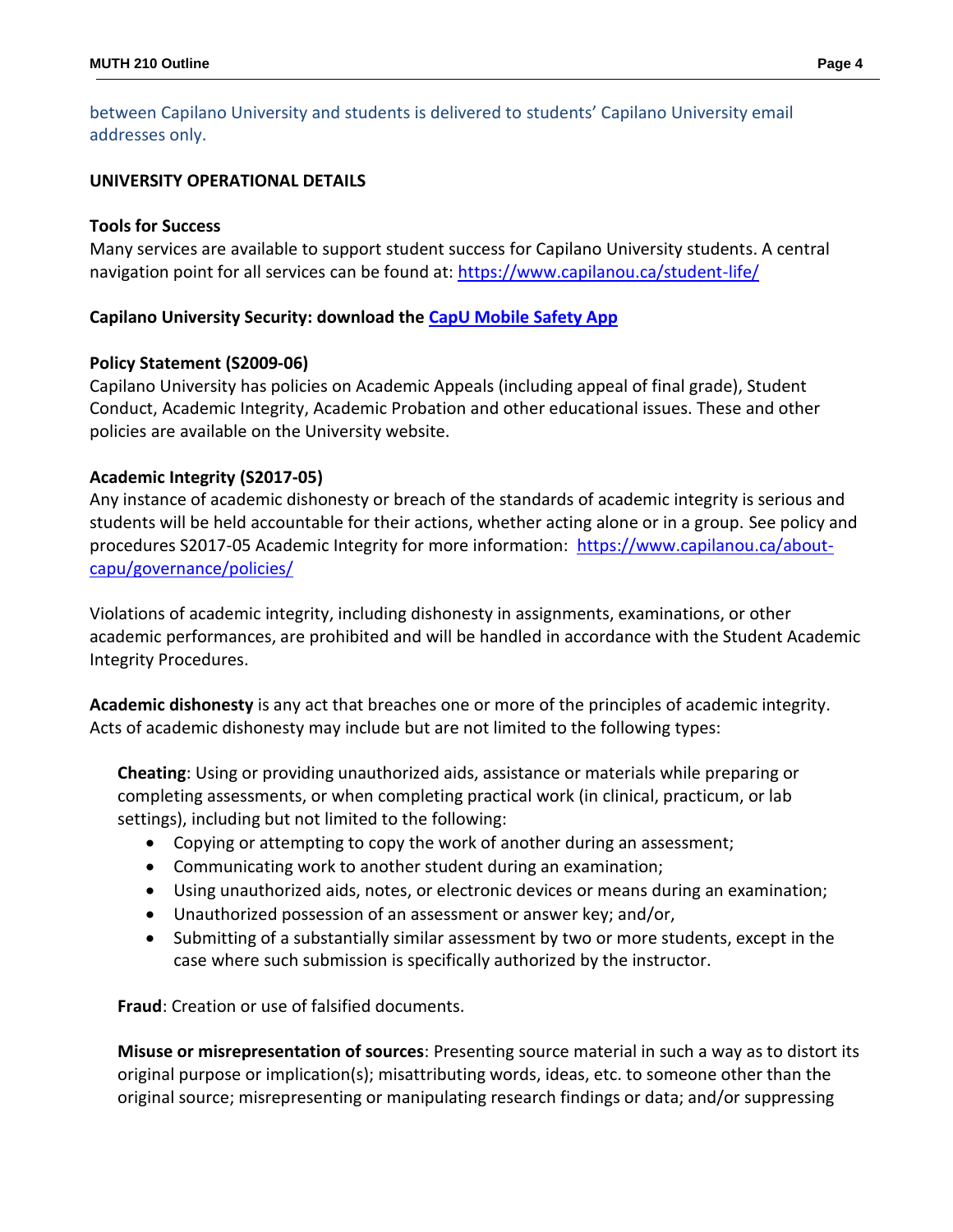between Capilano University and students is delivered to students' Capilano University email addresses only.

## UNIVERSITY OPERATIONAL DETAILS

### Tools for Success

Many services are available to support student success for Capilano University students. A central navigation point for all services can be found at: https://www.capilanou.ca/student-life/

### Capilano University Security: download the [CapU Mobile Safety App]

### Policy Statement (S2009-06)

Capilano University has policies on Academic Appeals (including appeal of final grade), Student Conduct, Academic Integrity, Academic Probation and other educational issues. These and other policies are available on the University website.

### Academic Integrity (S2017-05)

Any instance of academic dishonesty or breach of the standards of academic integrity is serious and students will be held accountable for their actions, whether acting alone or in a group. See policy and procedures S2017-05 Academic Integrity for more information: https://www.capilanou.ca/about-capu/governance/policies/

Violations of academic integrity, including dishonesty in assignments, examinations, or other academic performances, are prohibited and will be handled in accordance with the Student Academic Integrity Procedures.

**Academic dishonesty** is any act that breaches one or more of the principles of academic integrity. Acts of academic dishonesty may include but are not limited to the following types:

**Cheating**: Using or providing unauthorized aids, assistance or materials while preparing or completing assessments, or when completing practical work (in clinical, practicum, or lab settings), including but not limited to the following:

- Copying or attempting to copy the work of another during an assessment;
- Communicating work to another student during an examination;
- Using unauthorized aids, notes, or electronic devices or means during an examination;
- Unauthorized possession of an assessment or answer key; and/or,
- Submitting of a substantially similar assessment by two or more students, except in the case where such submission is specifically authorized by the instructor.

**Fraud**: Creation or use of falsified documents.

**Misuse or misrepresentation of sources**: Presenting source material in such a way as to distort its original purpose or implication(s); misattributing words, ideas, etc. to someone other than the original source; misrepresenting or manipulating research findings or data; and/or suppressing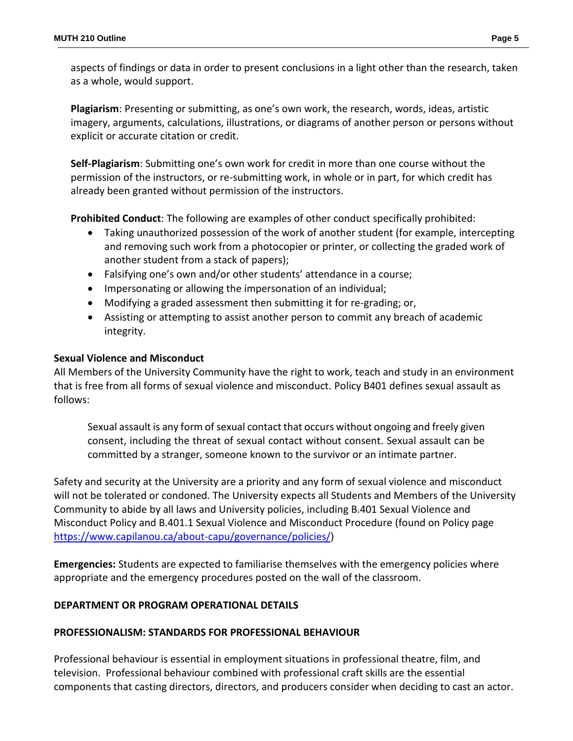aspects of findings or data in order to present conclusions in a light other than the research, taken as a whole, would support.

**Plagiarism**: Presenting or submitting, as one's own work, the research, words, ideas, artistic imagery, arguments, calculations, illustrations, or diagrams of another person or persons without explicit or accurate citation or credit.

**Self-Plagiarism**: Submitting one's own work for credit in more than one course without the permission of the instructors, or re-submitting work, in whole or in part, for which credit has already been granted without permission of the instructors.

**Prohibited Conduct**: The following are examples of other conduct specifically prohibited:

- Taking unauthorized possession of the work of another student (for example, intercepting and removing such work from a photocopier or printer, or collecting the graded work of another student from a stack of papers);
- Falsifying one's own and/or other students' attendance in a course;
- Impersonating or allowing the impersonation of an individual;
- Modifying a graded assessment then submitting it for re-grading; or,
- Assisting or attempting to assist another person to commit any breach of academic integrity.

**Sexual Violence and Misconduct**

All Members of the University Community have the right to work, teach and study in an environment that is free from all forms of sexual violence and misconduct. Policy B401 defines sexual assault as follows:

> Sexual assault is any form of sexual contact that occurs without ongoing and freely given consent, including the threat of sexual contact without consent. Sexual assault can be committed by a stranger, someone known to the survivor or an intimate partner.

Safety and security at the University are a priority and any form of sexual violence and misconduct will not be tolerated or condoned. The University expects all Students and Members of the University Community to abide by all laws and University policies, including B.401 Sexual Violence and Misconduct Policy and B.401.1 Sexual Violence and Misconduct Procedure (found on Policy page https://www.capilanou.ca/about-capu/governance/policies/)

**Emergencies:** Students are expected to familiarise themselves with the emergency policies where appropriate and the emergency procedures posted on the wall of the classroom.

**DEPARTMENT OR PROGRAM OPERATIONAL DETAILS**

**PROFESSIONALISM: STANDARDS FOR PROFESSIONAL BEHAVIOUR**

Professional behaviour is essential in employment situations in professional theatre, film, and television. Professional behaviour combined with professional craft skills are the essential components that casting directors, directors, and producers consider when deciding to cast an actor.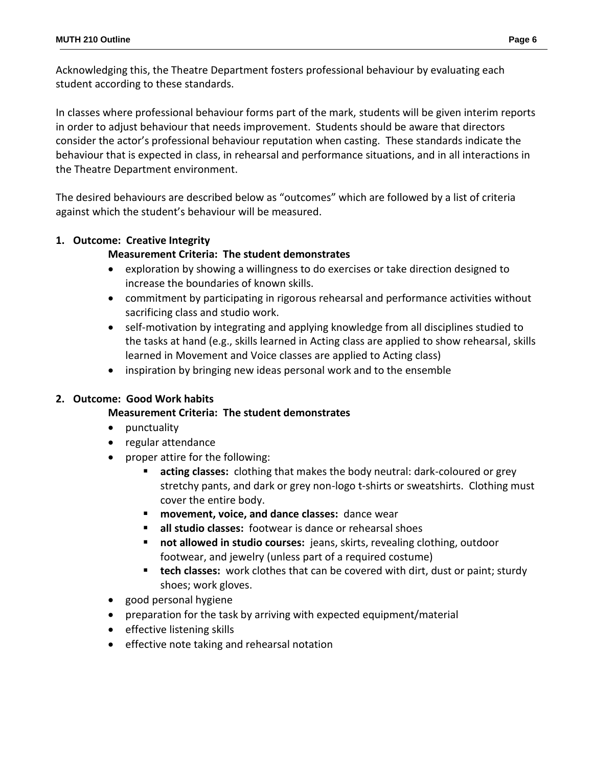Acknowledging this, the Theatre Department fosters professional behaviour by evaluating each student according to these standards.

In classes where professional behaviour forms part of the mark, students will be given interim reports in order to adjust behaviour that needs improvement. Students should be aware that directors consider the actor's professional behaviour reputation when casting. These standards indicate the behaviour that is expected in class, in rehearsal and performance situations, and in all interactions in the Theatre Department environment.

The desired behaviours are described below as "outcomes" which are followed by a list of criteria against which the student's behaviour will be measured.

1. **Outcome: Creative Integrity**

   **Measurement Criteria: The student demonstrates**
   - exploration by showing a willingness to do exercises or take direction designed to increase the boundaries of known skills.
   - commitment by participating in rigorous rehearsal and performance activities without sacrificing class and studio work.
   - self-motivation by integrating and applying knowledge from all disciplines studied to the tasks at hand (e.g., skills learned in Acting class are applied to show rehearsal, skills learned in Movement and Voice classes are applied to Acting class)
   - inspiration by bringing new ideas personal work and to the ensemble

2. **Outcome: Good Work habits**

   **Measurement Criteria: The student demonstrates**
   - punctuality
   - regular attendance
   - proper attire for the following:
     - **acting classes:** clothing that makes the body neutral: dark-coloured or grey stretchy pants, and dark or grey non-logo t-shirts or sweatshirts. Clothing must cover the entire body.
     - **movement, voice, and dance classes:** dance wear
     - **all studio classes:** footwear is dance or rehearsal shoes
     - **not allowed in studio courses:** jeans, skirts, revealing clothing, outdoor footwear, and jewelry (unless part of a required costume)
     - **tech classes:** work clothes that can be covered with dirt, dust or paint; sturdy shoes; work gloves.
   - good personal hygiene
   - preparation for the task by arriving with expected equipment/material
   - effective listening skills
   - effective note taking and rehearsal notation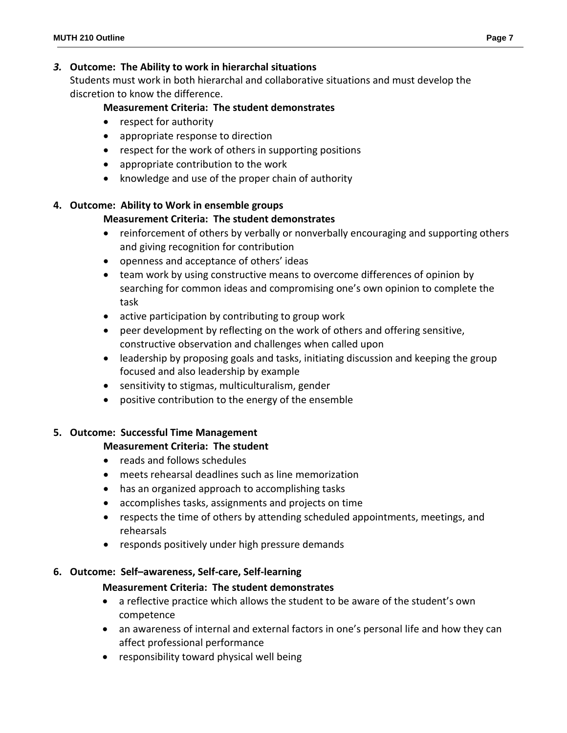***3.*** **Outcome: The Ability to work in hierarchal situations**

Students must work in both hierarchal and collaborative situations and must develop the discretion to know the difference.

**Measurement Criteria: The student demonstrates**

- respect for authority
- appropriate response to direction
- respect for the work of others in supporting positions
- appropriate contribution to the work
- knowledge and use of the proper chain of authority

**4. Outcome: Ability to Work in ensemble groups**

**Measurement Criteria: The student demonstrates**

- reinforcement of others by verbally or nonverbally encouraging and supporting others and giving recognition for contribution
- openness and acceptance of others' ideas
- team work by using constructive means to overcome differences of opinion by searching for common ideas and compromising one's own opinion to complete the task
- active participation by contributing to group work
- peer development by reflecting on the work of others and offering sensitive, constructive observation and challenges when called upon
- leadership by proposing goals and tasks, initiating discussion and keeping the group focused and also leadership by example
- sensitivity to stigmas, multiculturalism, gender
- positive contribution to the energy of the ensemble

**5. Outcome: Successful Time Management**

**Measurement Criteria: The student**

- reads and follows schedules
- meets rehearsal deadlines such as line memorization
- has an organized approach to accomplishing tasks
- accomplishes tasks, assignments and projects on time
- respects the time of others by attending scheduled appointments, meetings, and rehearsals
- responds positively under high pressure demands

**6. Outcome: Self–awareness, Self-care, Self-learning**

**Measurement Criteria: The student demonstrates**

- a reflective practice which allows the student to be aware of the student's own competence
- an awareness of internal and external factors in one's personal life and how they can affect professional performance
- responsibility toward physical well being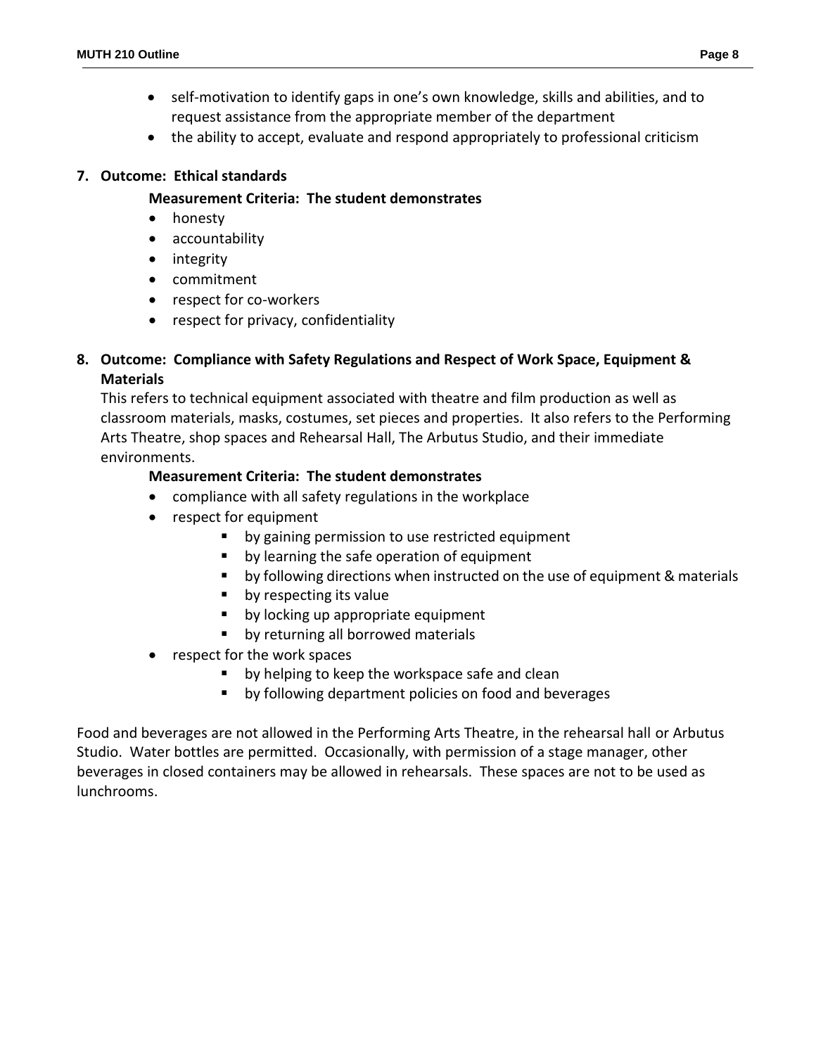- self-motivation to identify gaps in one's own knowledge, skills and abilities, and to request assistance from the appropriate member of the department
- the ability to accept, evaluate and respond appropriately to professional criticism

**7. Outcome: Ethical standards**

**Measurement Criteria: The student demonstrates**

- honesty
- accountability
- integrity
- commitment
- respect for co-workers
- respect for privacy, confidentiality

**8. Outcome: Compliance with Safety Regulations and Respect of Work Space, Equipment & Materials**

This refers to technical equipment associated with theatre and film production as well as classroom materials, masks, costumes, set pieces and properties. It also refers to the Performing Arts Theatre, shop spaces and Rehearsal Hall, The Arbutus Studio, and their immediate environments.

**Measurement Criteria: The student demonstrates**

- compliance with all safety regulations in the workplace
- respect for equipment
  - by gaining permission to use restricted equipment
  - by learning the safe operation of equipment
  - by following directions when instructed on the use of equipment & materials
  - by respecting its value
  - by locking up appropriate equipment
  - by returning all borrowed materials
- respect for the work spaces
  - by helping to keep the workspace safe and clean
  - by following department policies on food and beverages

Food and beverages are not allowed in the Performing Arts Theatre, in the rehearsal hall or Arbutus Studio. Water bottles are permitted. Occasionally, with permission of a stage manager, other beverages in closed containers may be allowed in rehearsals. These spaces are not to be used as lunchrooms.